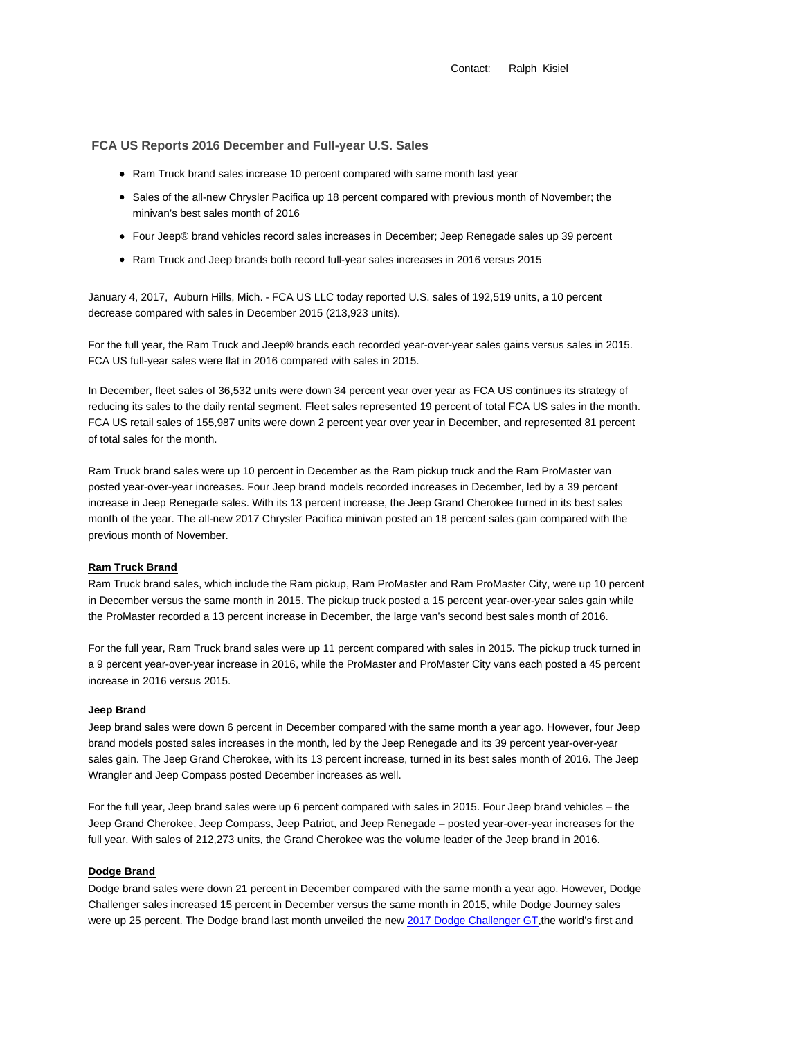Contact: Ralph Kisiel

## FCA US Reports 2016 December and Full-year U.S. Sales

- Ram Truck brand sales increase 10 percent compared with same month last year
- Sales of the all-new Chrysler Pacifica up 18 percent compared with previous month of November; the minivan's best sales month of 2016
- Four Jeep® brand vehicles record sales increases in December; Jeep Renegade sales up 39 percent
- Ram Truck and Jeep brands both record full-year sales increases in 2016 versus 2015

January 4, 2017, Auburn Hills, Mich. - FCA US LLC today reported U.S. sales of 192,519 units, a 10 percent decrease compared with sales in December 2015 (213,923 units).

For the full year, the Ram Truck and Jeep® brands each recorded year-over-year sales gains versus sales in 2015. FCA US full-year sales were flat in 2016 compared with sales in 2015.

In December, fleet sales of 36,532 units were down 34 percent year over year as FCA US continues its strategy of reducing its sales to the daily rental segment. Fleet sales represented 19 percent of total FCA US sales in the month. FCA US retail sales of 155,987 units were down 2 percent year over year in December, and represented 81 percent of total sales for the month.

Ram Truck brand sales were up 10 percent in December as the Ram pickup truck and the Ram ProMaster van posted year-over-year increases. Four Jeep brand models recorded increases in December, led by a 39 percent increase in Jeep Renegade sales. With its 13 percent increase, the Jeep Grand Cherokee turned in its best sales month of the year. The all-new 2017 Chrysler Pacifica minivan posted an 18 percent sales gain compared with the previous month of November.

### Ram Truck Brand

Ram Truck brand sales, which include the Ram pickup, Ram ProMaster and Ram ProMaster City, were up 10 percent in December versus the same month in 2015. The pickup truck posted a 15 percent year-over-year sales gain while the ProMaster recorded a 13 percent increase in December, the large van's second best sales month of 2016.

For the full year, Ram Truck brand sales were up 11 percent compared with sales in 2015. The pickup truck turned in a 9 percent year-over-year increase in 2016, while the ProMaster and ProMaster City vans each posted a 45 percent increase in 2016 versus 2015.

### Jeep Brand

Jeep brand sales were down 6 percent in December compared with the same month a year ago. However, four Jeep brand models posted sales increases in the month, led by the Jeep Renegade and its 39 percent year-over-year sales gain. The Jeep Grand Cherokee, with its 13 percent increase, turned in its best sales month of 2016. The Jeep Wrangler and Jeep Compass posted December increases as well.

For the full year, Jeep brand sales were up 6 percent compared with sales in 2015. Four Jeep brand vehicles – the Jeep Grand Cherokee, Jeep Compass, Jeep Patriot, and Jeep Renegade – posted year-over-year increases for the full year. With sales of 212,273 units, the Grand Cherokee was the volume leader of the Jeep brand in 2016.

### Dodge Brand

Dodge brand sales were down 21 percent in December compared with the same month a year ago. However, Dodge Challenger sales increased 15 percent in December versus the same month in 2015, while Dodge Journey sales were up 25 percent. The Dodge brand last month unveiled the new 2017 Dodge Challenger GT,the world's first and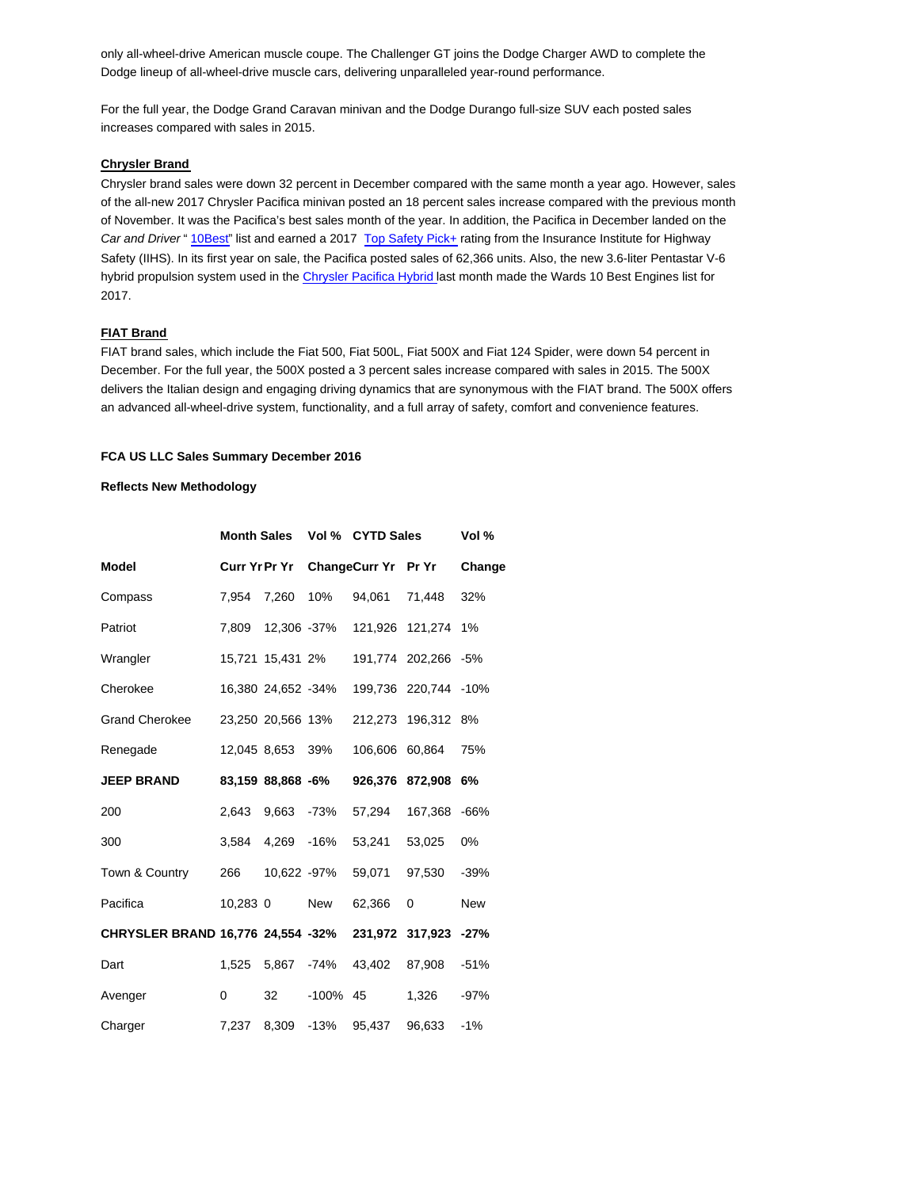only all-wheel-drive American muscle coupe. The Challenger GT joins the Dodge Charger AWD to complete the Dodge lineup of all-wheel-drive muscle cars, delivering unparalleled year-round performance.

For the full year, the Dodge Grand Caravan minivan and the Dodge Durango full-size SUV each posted sales increases compared with sales in 2015.

### Chrysler Brand

Chrysler brand sales were down 32 percent in December compared with the same month a year ago. However, sales of the all-new 2017 Chrysler Pacifica minivan posted an 18 percent sales increase compared with the previous month of November. It was the Pacifica's best sales month of the year. In addition, the Pacifica in December landed on the *Car and Driver* " 10Best" list and earned a 2017 Top Safety Pick+ rating from the Insurance Institute for Highway Safety (IIHS). In its first year on sale, the Pacifica posted sales of 62,366 units. Also, the new 3.6-liter Pentastar V-6 hybrid propulsion system used in the Chrysler Pacifica Hybrid last month made the Wards 10 Best Engines list for 2017.

### FIAT Brand

FIAT brand sales, which include the Fiat 500, Fiat 500L, Fiat 500X and Fiat 124 Spider, were down 54 percent in December. For the full year, the 500X posted a 3 percent sales increase compared with sales in 2015. The 500X delivers the Italian design and engaging driving dynamics that are synonymous with the FIAT brand. The 500X offers an advanced all-wheel-drive system, functionality, and a full array of safety, comfort and convenience features.

**FCA US LLC Sales Summary December 2016**

**Reflects New Methodology**

| | **Month Sales** | | **Vol %** | **CYTD Sales** | | **Vol %** |
|---|---|---|---|---|---|---|
| **Model** | **Curr Yr** | **Pr Yr** | **Change** | **Curr Yr** | **Pr Yr** | **Change** |
| Compass | 7,954 | 7,260 | 10% | 94,061 | 71,448 | 32% |
| Patriot | 7,809 | 12,306 | -37% | 121,926 | 121,274 | 1% |
| Wrangler | 15,721 | 15,431 | 2% | 191,774 | 202,266 | -5% |
| Cherokee | 16,380 | 24,652 | -34% | 199,736 | 220,744 | -10% |
| Grand Cherokee | 23,250 | 20,566 | 13% | 212,273 | 196,312 | 8% |
| Renegade | 12,045 | 8,653 | 39% | 106,606 | 60,864 | 75% |
| **JEEP BRAND** | **83,159** | **88,868** | **-6%** | **926,376** | **872,908** | **6%** |
| 200 | 2,643 | 9,663 | -73% | 57,294 | 167,368 | -66% |
| 300 | 3,584 | 4,269 | -16% | 53,241 | 53,025 | 0% |
| Town & Country | 266 | 10,622 | -97% | 59,071 | 97,530 | -39% |
| Pacifica | 10,283 | 0 | New | 62,366 | 0 | New |
| **CHRYSLER BRAND** | **16,776** | **24,554** | **-32%** | **231,972** | **317,923** | **-27%** |
| Dart | 1,525 | 5,867 | -74% | 43,402 | 87,908 | -51% |
| Avenger | 0 | 32 | -100% | 45 | 1,326 | -97% |
| Charger | 7,237 | 8,309 | -13% | 95,437 | 96,633 | -1% |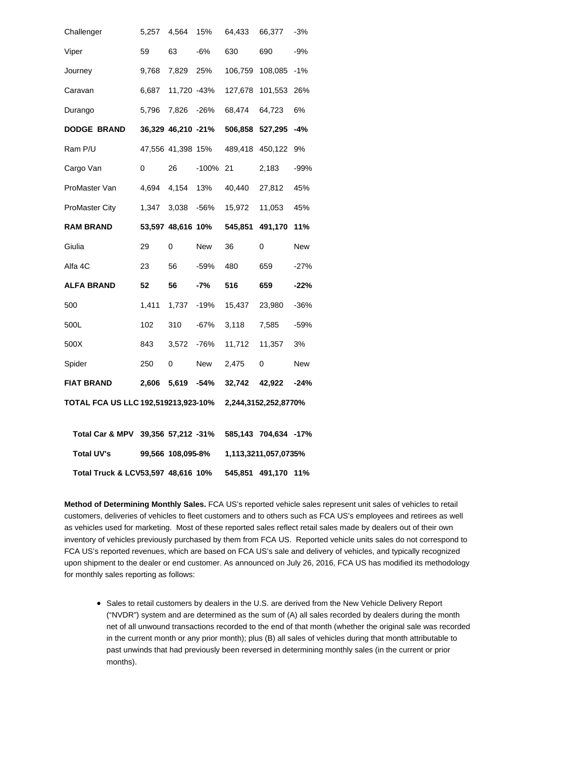| | | | | | | |
|---|---|---|---|---|---|---|
| Challenger | 5,257 | 4,564 | 15% | 64,433 | 66,377 | -3% |
| Viper | 59 | 63 | -6% | 630 | 690 | -9% |
| Journey | 9,768 | 7,829 | 25% | 106,759 | 108,085 | -1% |
| Caravan | 6,687 | 11,720 | -43% | 127,678 | 101,553 | 26% |
| Durango | 5,796 | 7,826 | -26% | 68,474 | 64,723 | 6% |
| **DODGE BRAND** | **36,329** | **46,210** | **-21%** | **506,858** | **527,295** | **-4%** |
| Ram P/U | 47,556 | 41,398 | 15% | 489,418 | 450,122 | 9% |
| Cargo Van | 0 | 26 | -100% | 21 | 2,183 | -99% |
| ProMaster Van | 4,694 | 4,154 | 13% | 40,440 | 27,812 | 45% |
| ProMaster City | 1,347 | 3,038 | -56% | 15,972 | 11,053 | 45% |
| **RAM BRAND** | **53,597** | **48,616** | **10%** | **545,851** | **491,170** | **11%** |
| Giulia | 29 | 0 | New | 36 | 0 | New |
| Alfa 4C | 23 | 56 | -59% | 480 | 659 | -27% |
| **ALFA BRAND** | **52** | **56** | **-7%** | **516** | **659** | **-22%** |
| 500 | 1,411 | 1,737 | -19% | 15,437 | 23,980 | -36% |
| 500L | 102 | 310 | -67% | 3,118 | 7,585 | -59% |
| 500X | 843 | 3,572 | -76% | 11,712 | 11,357 | 3% |
| Spider | 250 | 0 | New | 2,475 | 0 | New |
| **FIAT BRAND** | **2,606** | **5,619** | **-54%** | **32,742** | **42,922** | **-24%** |
| **TOTAL FCA US LLC** | **192,519** | **213,923** | **-10%** | **2,244,315** | **2,252,877** | **0%** |
| | | | | | | |
| **Total Car & MPV** | **39,356** | **57,212** | **-31%** | **585,143** | **704,634** | **-17%** |
| **Total UV's** | **99,566** | **108,095** | **-8%** | **1,113,321** | **1,057,073** | **5%** |
| **Total Truck & LCV** | **53,597** | **48,616** | **10%** | **545,851** | **491,170** | **11%** |

**Method of Determining Monthly Sales.** FCA US's reported vehicle sales represent unit sales of vehicles to retail customers, deliveries of vehicles to fleet customers and to others such as FCA US's employees and retirees as well as vehicles used for marketing. Most of these reported sales reflect retail sales made by dealers out of their own inventory of vehicles previously purchased by them from FCA US. Reported vehicle units sales do not correspond to FCA US's reported revenues, which are based on FCA US's sale and delivery of vehicles, and typically recognized upon shipment to the dealer or end customer. As announced on July 26, 2016, FCA US has modified its methodology for monthly sales reporting as follows:

- Sales to retail customers by dealers in the U.S. are derived from the New Vehicle Delivery Report ("NVDR") system and are determined as the sum of (A) all sales recorded by dealers during the month net of all unwound transactions recorded to the end of that month (whether the original sale was recorded in the current month or any prior month); plus (B) all sales of vehicles during that month attributable to past unwinds that had previously been reversed in determining monthly sales (in the current or prior months).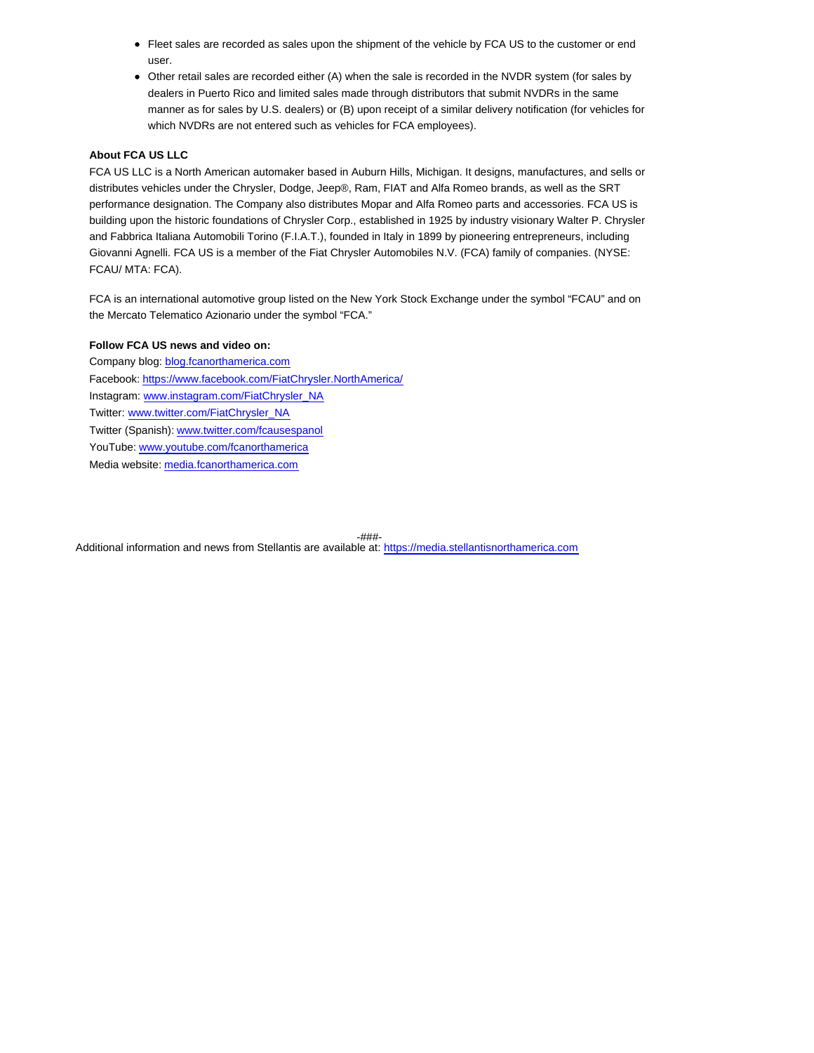- Fleet sales are recorded as sales upon the shipment of the vehicle by FCA US to the customer or end user.
- Other retail sales are recorded either (A) when the sale is recorded in the NVDR system (for sales by dealers in Puerto Rico and limited sales made through distributors that submit NVDRs in the same manner as for sales by U.S. dealers) or (B) upon receipt of a similar delivery notification (for vehicles for which NVDRs are not entered such as vehicles for FCA employees).

**About FCA US LLC**

FCA US LLC is a North American automaker based in Auburn Hills, Michigan. It designs, manufactures, and sells or distributes vehicles under the Chrysler, Dodge, Jeep®, Ram, FIAT and Alfa Romeo brands, as well as the SRT performance designation. The Company also distributes Mopar and Alfa Romeo parts and accessories. FCA US is building upon the historic foundations of Chrysler Corp., established in 1925 by industry visionary Walter P. Chrysler and Fabbrica Italiana Automobili Torino (F.I.A.T.), founded in Italy in 1899 by pioneering entrepreneurs, including Giovanni Agnelli. FCA US is a member of the Fiat Chrysler Automobiles N.V. (FCA) family of companies. (NYSE: FCAU/ MTA: FCA).

FCA is an international automotive group listed on the New York Stock Exchange under the symbol "FCAU" and on the Mercato Telematico Azionario under the symbol "FCA."

**Follow FCA US news and video on:**

Company blog: [blog.fcanorthamerica.com](blog.fcanorthamerica.com)
Facebook: [https://www.facebook.com/FiatChrysler.NorthAmerica/](https://www.facebook.com/FiatChrysler.NorthAmerica/)
Instagram: [www.instagram.com/FiatChrysler_NA](www.instagram.com/FiatChrysler_NA)
Twitter: [www.twitter.com/FiatChrysler_NA](www.twitter.com/FiatChrysler_NA)
Twitter (Spanish): [www.twitter.com/fcausespanol](www.twitter.com/fcausespanol)
YouTube: [www.youtube.com/fcanorthamerica](www.youtube.com/fcanorthamerica)
Media website: [media.fcanorthamerica.com](media.fcanorthamerica.com)

-###-

Additional information and news from Stellantis are available at: [https://media.stellantisnorthamerica.com](https://media.stellantisnorthamerica.com)